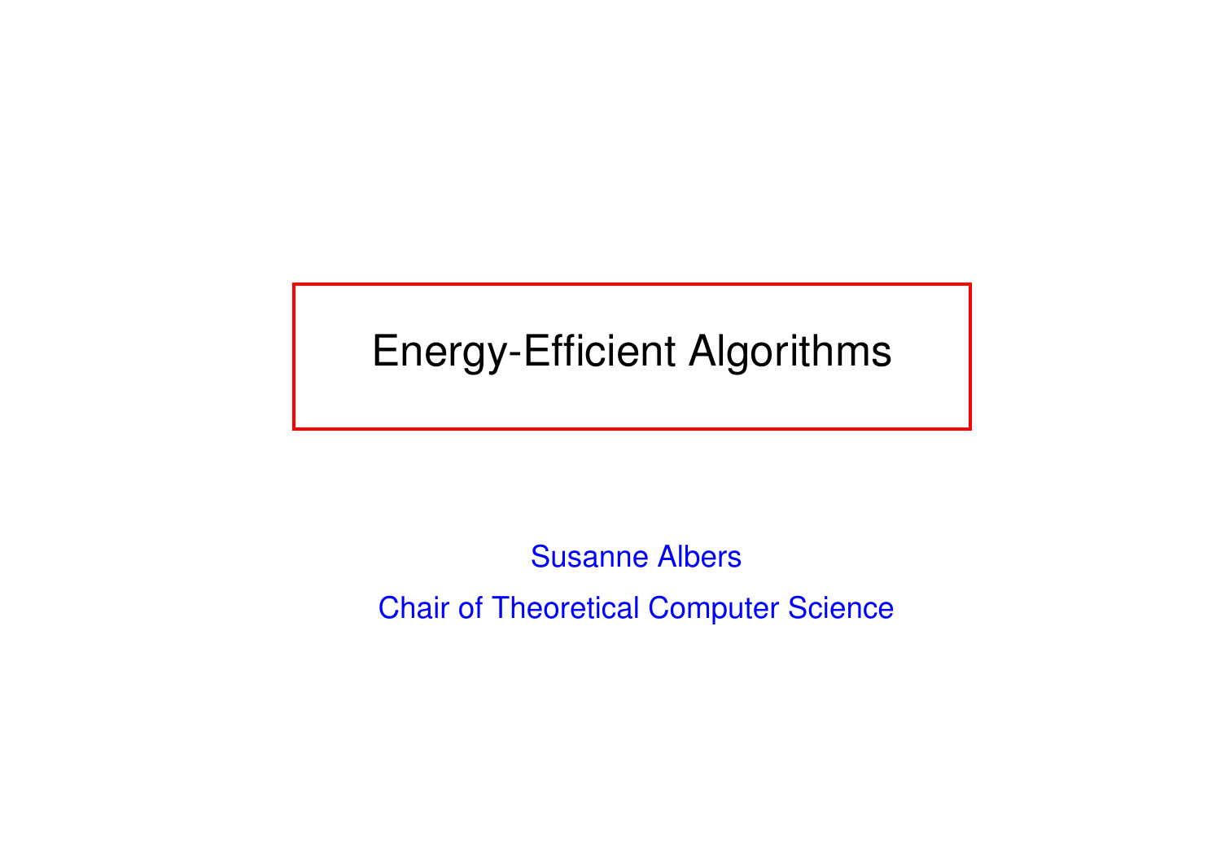# Energy-Efficient Algorithms

Susanne Albers

Chair of Theoretical Computer Science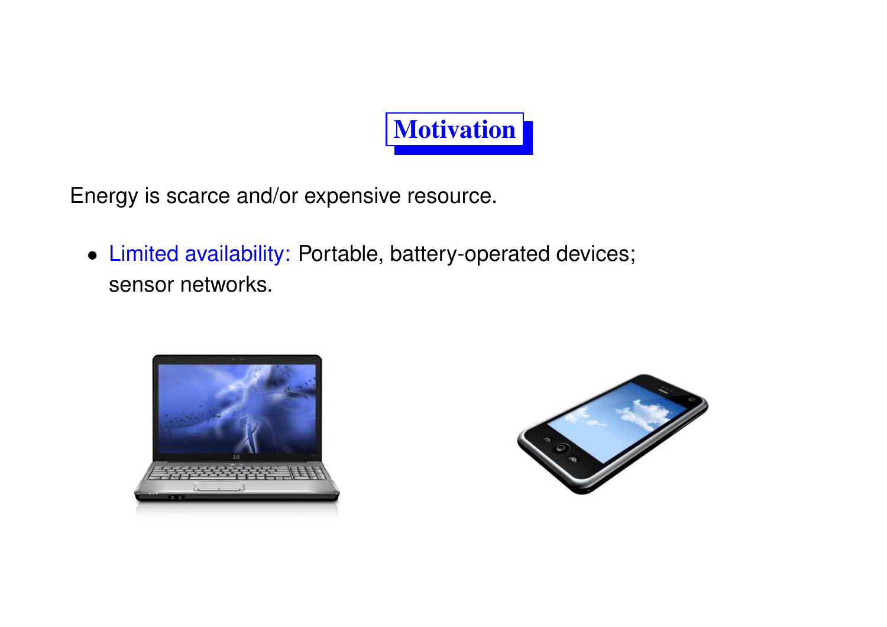# Motivation

Energy is scarce and/or expensive resource.

- Limited availability: Portable, battery-operated devices; sensor networks.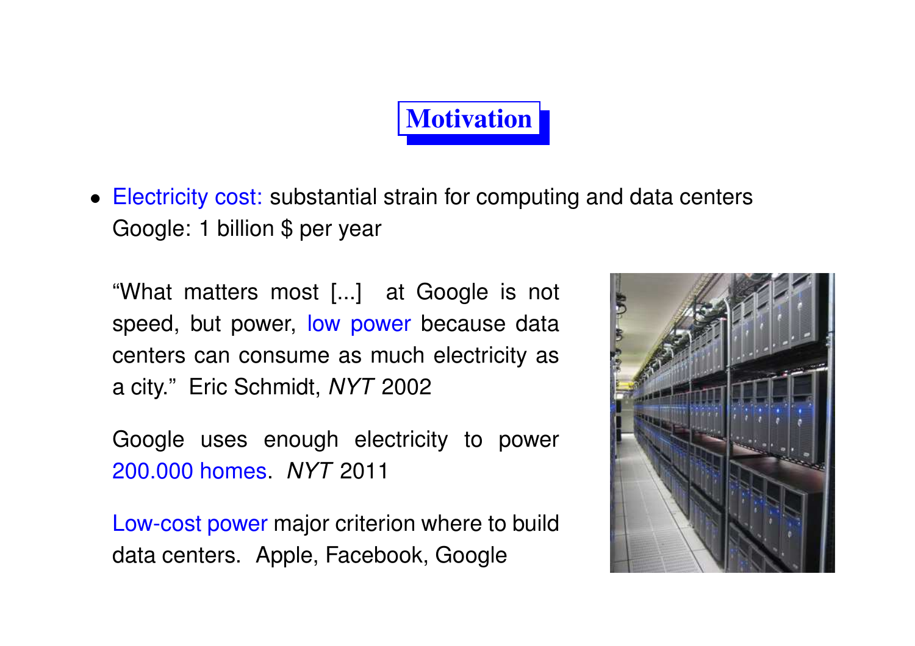# Motivation

- Electricity cost: substantial strain for computing and data centers
  Google: 1 billion $ per year

  "What matters most [...] at Google is not speed, but power, low power because data centers can consume as much electricity as a city." Eric Schmidt, *NYT* 2002

  Google uses enough electricity to power 200.000 homes. *NYT* 2011

  Low-cost power major criterion where to build data centers. Apple, Facebook, Google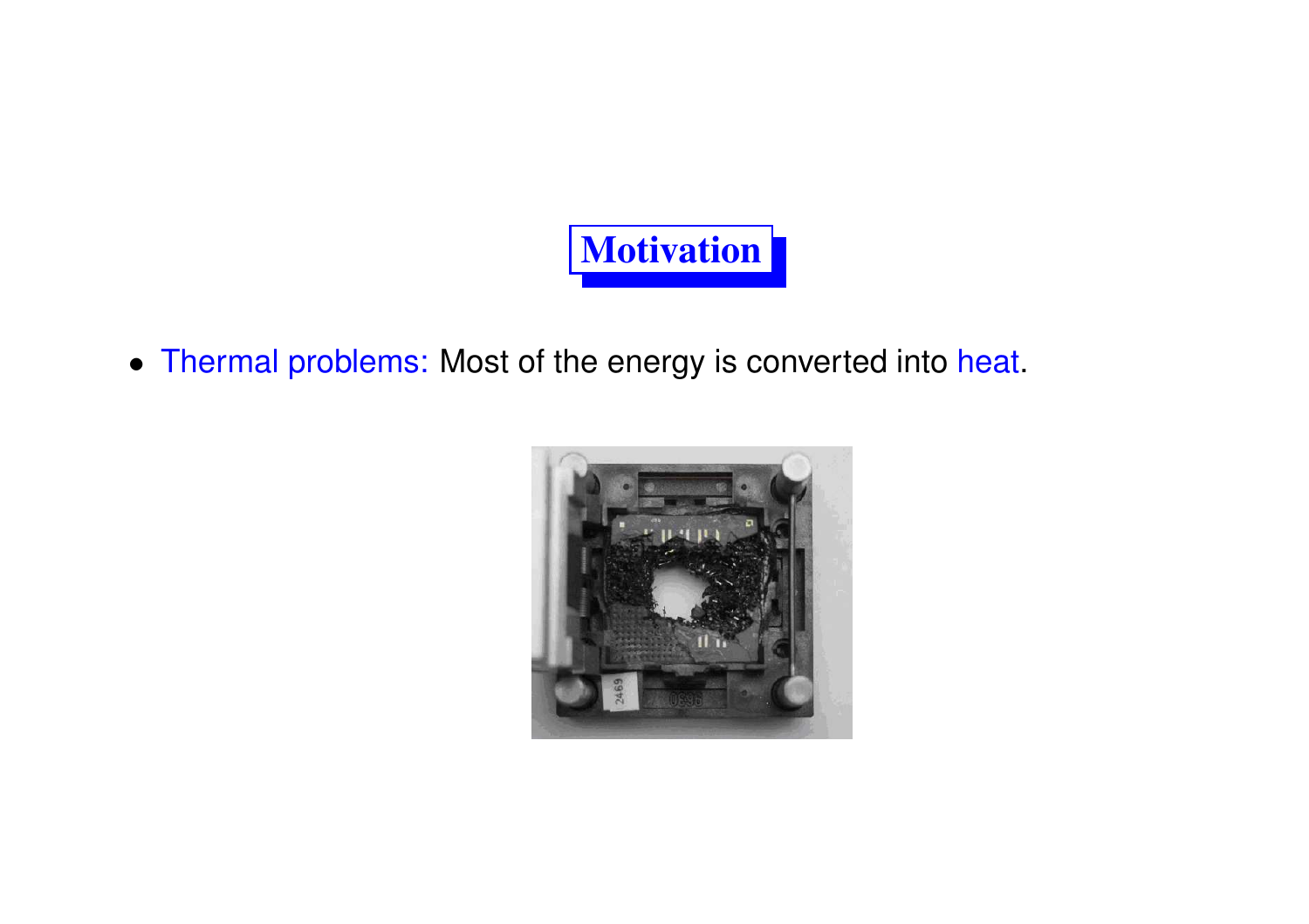# Motivation

- Thermal problems: Most of the energy is converted into heat.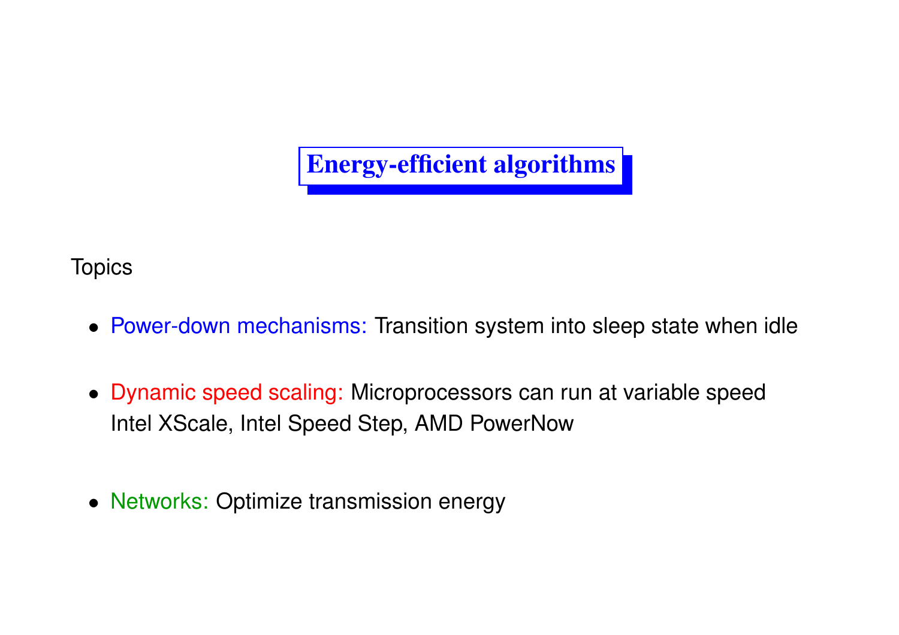# Energy-efficient algorithms

Topics

- Power-down mechanisms: Transition system into sleep state when idle
- Dynamic speed scaling: Microprocessors can run at variable speed
  Intel XScale, Intel Speed Step, AMD PowerNow
- Networks: Optimize transmission energy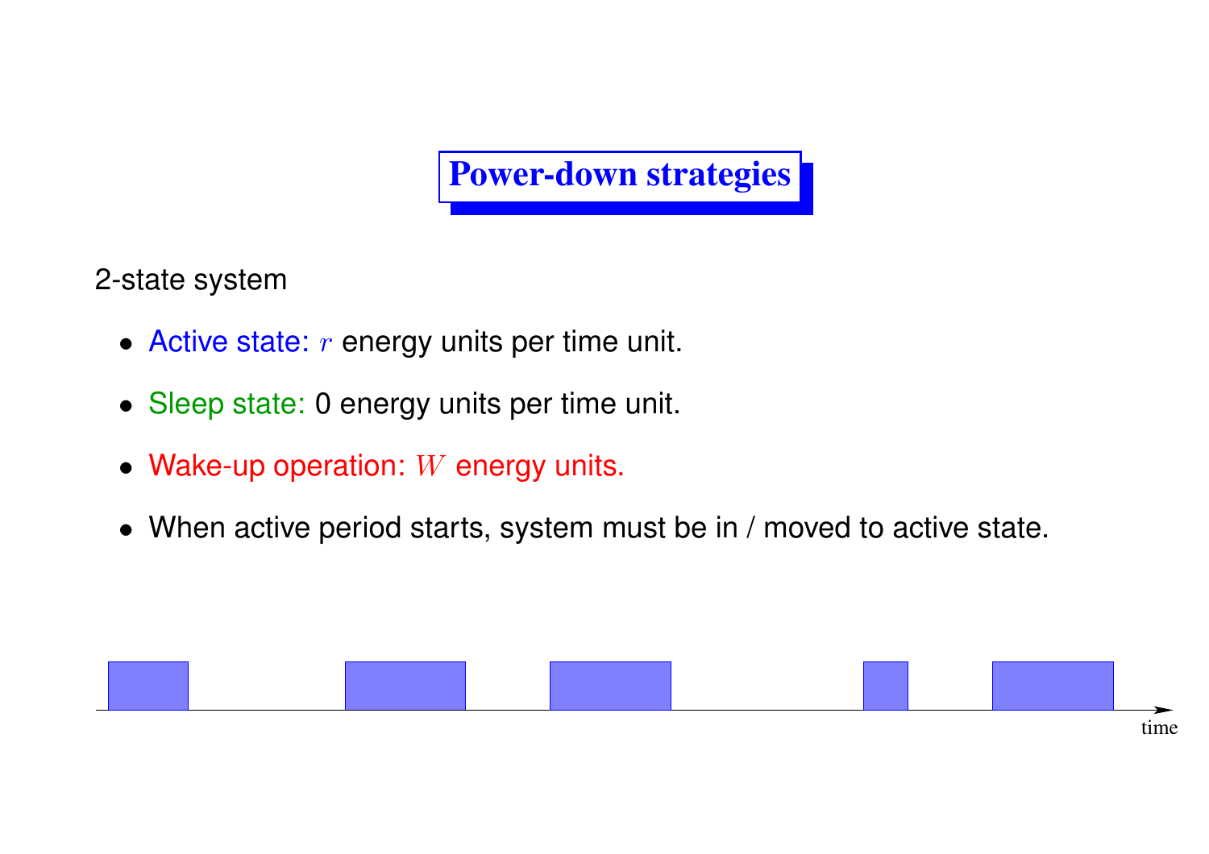# Power-down strategies

2-state system

- Active state: $r$ energy units per time unit.
- Sleep state: 0 energy units per time unit.
- Wake-up operation: $W$ energy units.
- When active period starts, system must be in / moved to active state.

time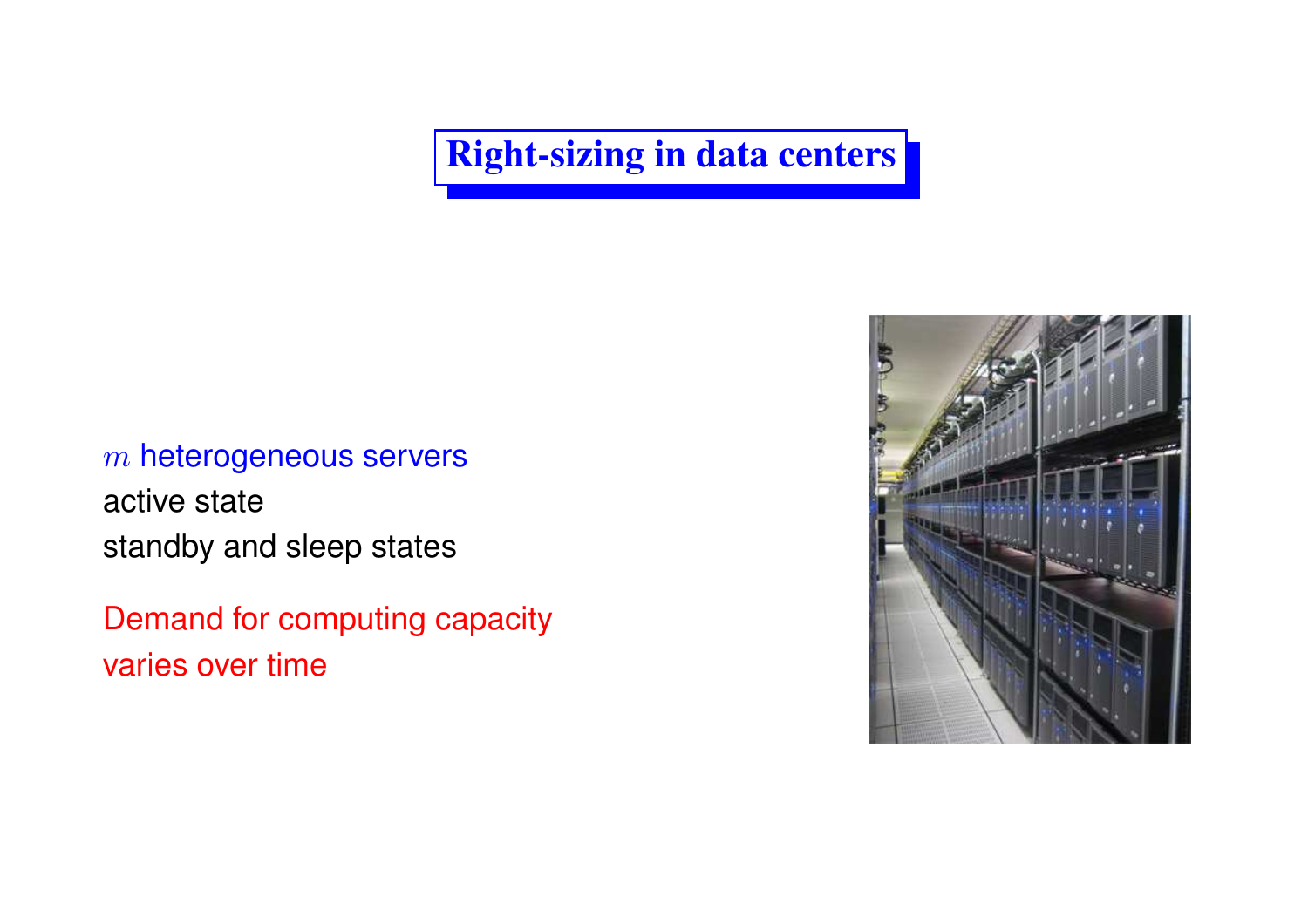# Right-sizing in data centers

$m$ heterogeneous servers
active state
standby and sleep states

Demand for computing capacity
varies over time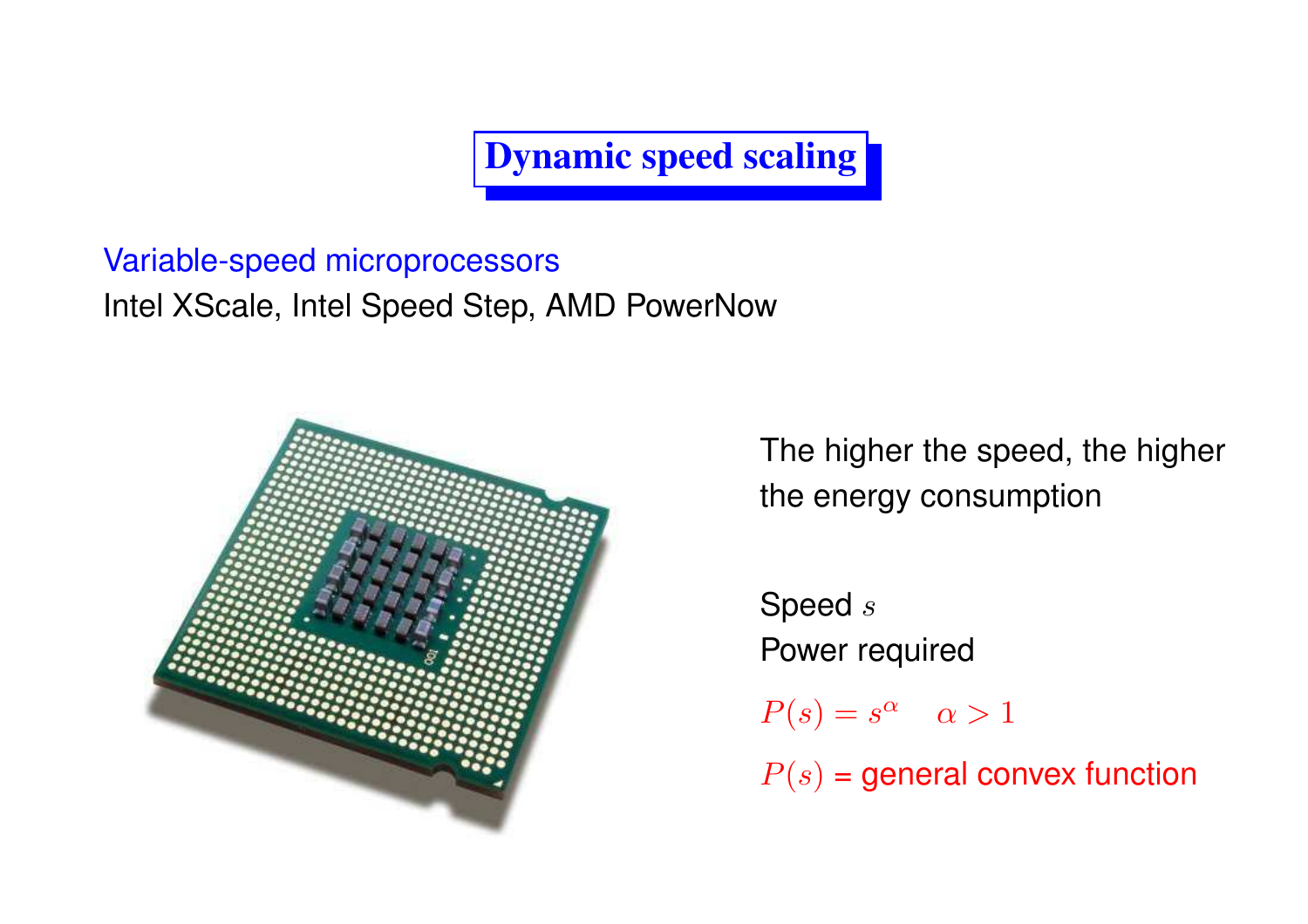# Dynamic speed scaling

Variable-speed microprocessors

Intel XScale, Intel Speed Step, AMD PowerNow

The higher the speed, the higher the energy consumption

Speed $s$

Power required

$P(s) = s^{\alpha} \quad \alpha > 1$

$P(s)$ = general convex function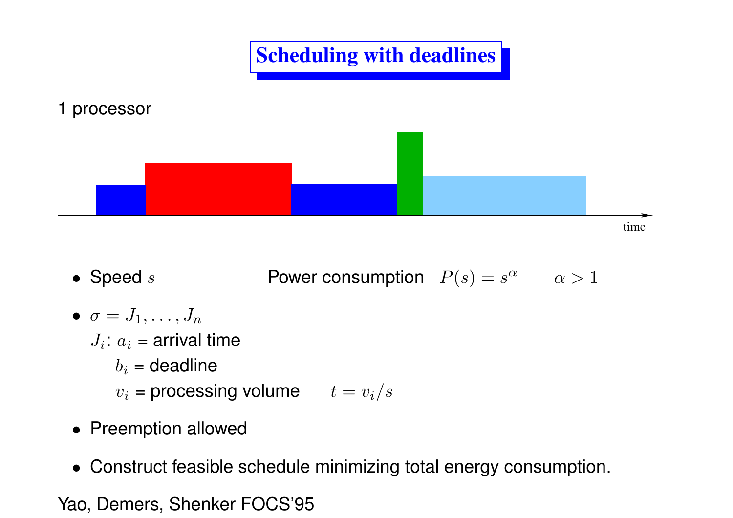# Scheduling with deadlines

1 processor

time

- Speed $s$ Power consumption $P(s) = s^\alpha$ $\alpha > 1$
- $\sigma = J_1, \ldots, J_n$

  $J_i$: $a_i$ = arrival time

  $b_i$ = deadline

  $v_i$ = processing volume $t = v_i / s$
- Preemption allowed
- Construct feasible schedule minimizing total energy consumption.

Yao, Demers, Shenker FOCS'95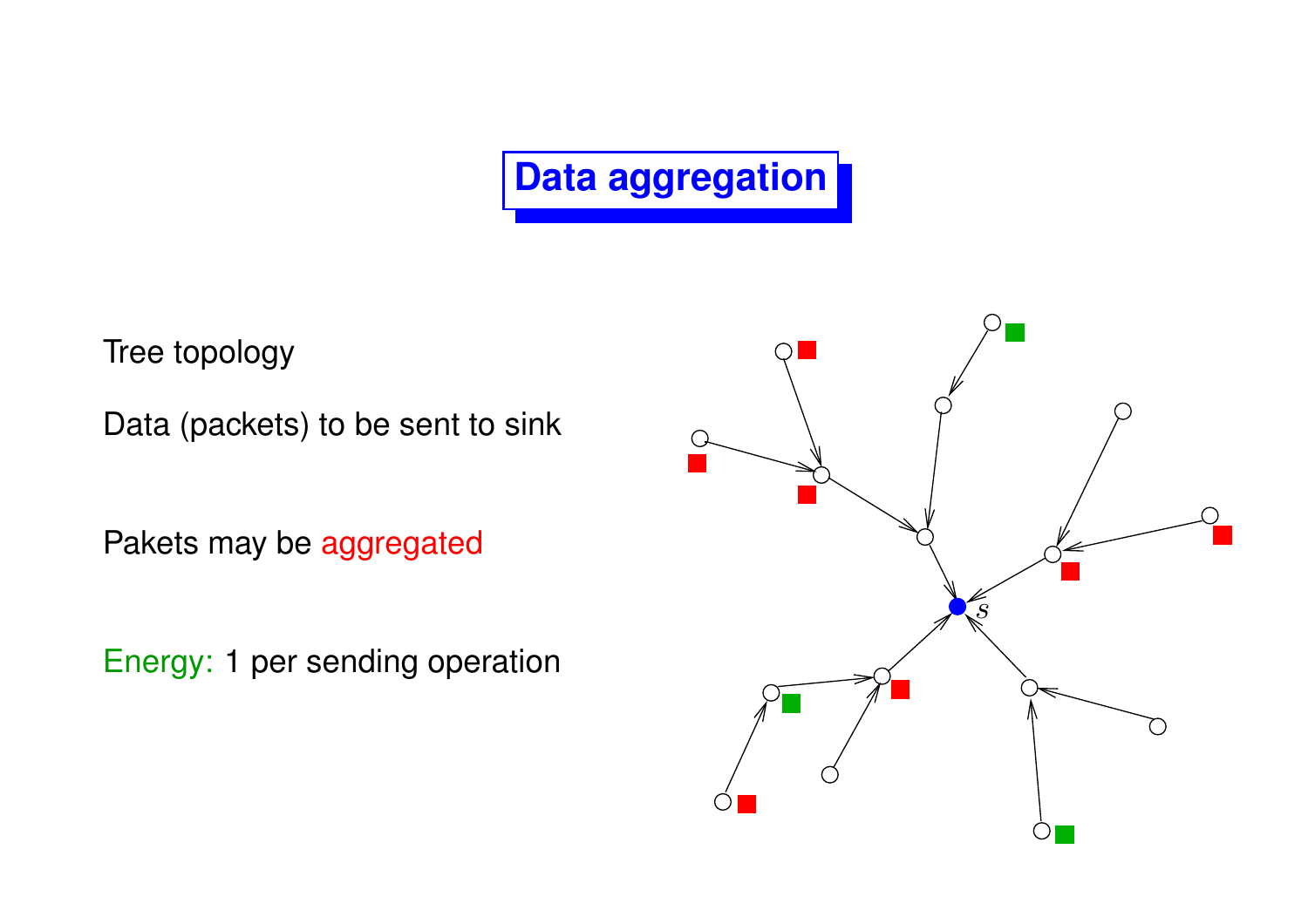# Data aggregation

Tree topology

Data (packets) to be sent to sink

Pakets may be aggregated

Energy: 1 per sending operation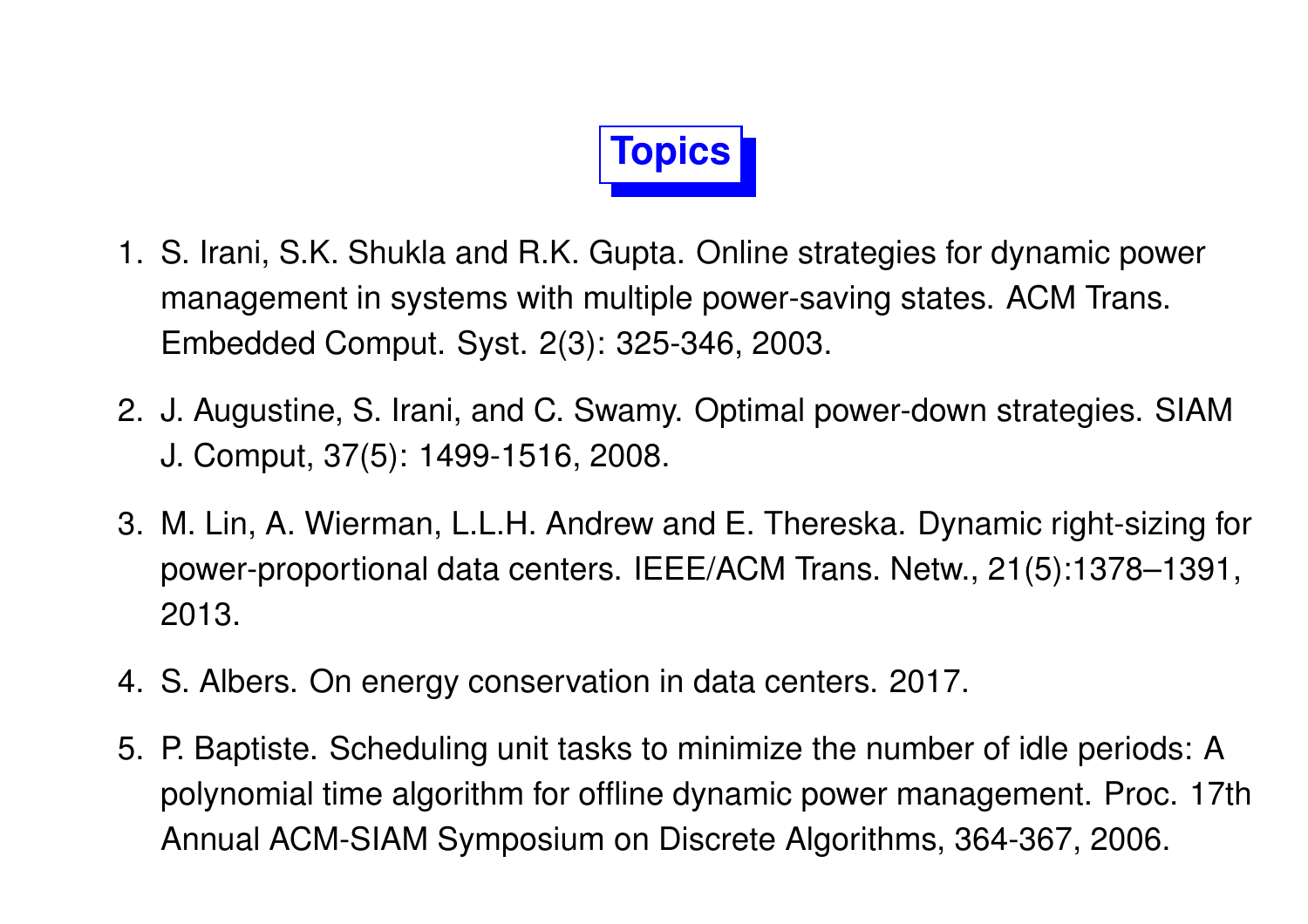# Topics

1. S. Irani, S.K. Shukla and R.K. Gupta. Online strategies for dynamic power management in systems with multiple power-saving states. ACM Trans. Embedded Comput. Syst. 2(3): 325-346, 2003.
2. J. Augustine, S. Irani, and C. Swamy. Optimal power-down strategies. SIAM J. Comput, 37(5): 1499-1516, 2008.
3. M. Lin, A. Wierman, L.L.H. Andrew and E. Thereska. Dynamic right-sizing for power-proportional data centers. IEEE/ACM Trans. Netw., 21(5):1378–1391, 2013.
4. S. Albers. On energy conservation in data centers. 2017.
5. P. Baptiste. Scheduling unit tasks to minimize the number of idle periods: A polynomial time algorithm for offline dynamic power management. Proc. 17th Annual ACM-SIAM Symposium on Discrete Algorithms, 364-367, 2006.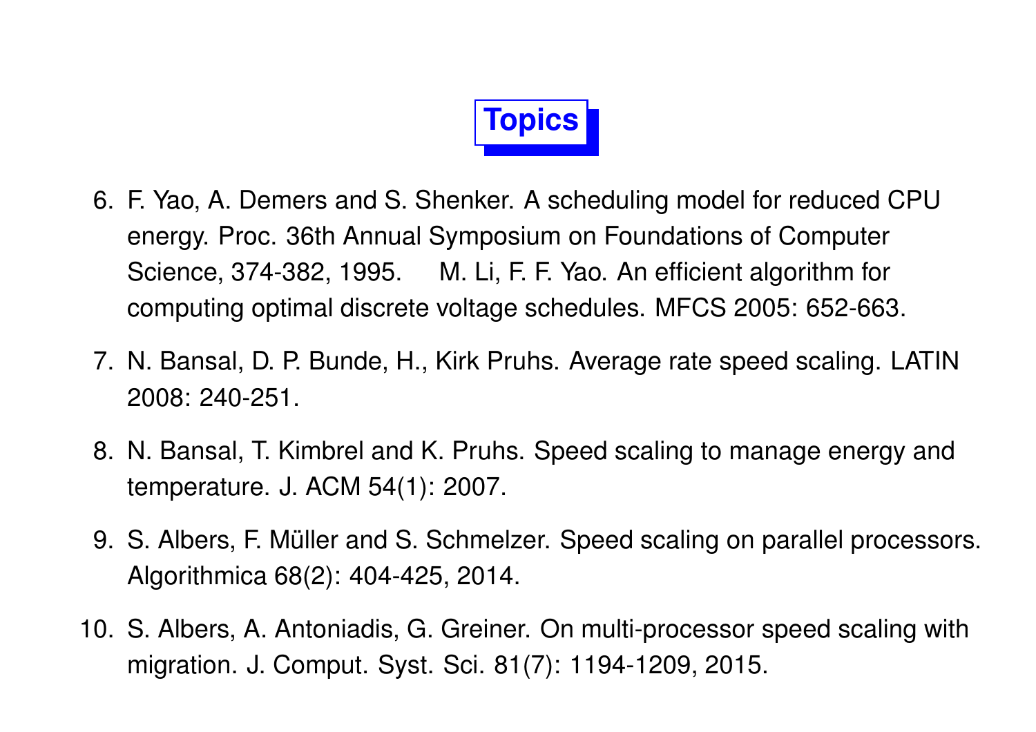# Topics

6. F. Yao, A. Demers and S. Shenker. A scheduling model for reduced CPU energy. Proc. 36th Annual Symposium on Foundations of Computer Science, 374-382, 1995.   M. Li, F. F. Yao. An efficient algorithm for computing optimal discrete voltage schedules. MFCS 2005: 652-663.
7. N. Bansal, D. P. Bunde, H., Kirk Pruhs. Average rate speed scaling. LATIN 2008: 240-251.
8. N. Bansal, T. Kimbrel and K. Pruhs. Speed scaling to manage energy and temperature. J. ACM 54(1): 2007.
9. S. Albers, F. Müller and S. Schmelzer. Speed scaling on parallel processors. Algorithmica 68(2): 404-425, 2014.
10. S. Albers, A. Antoniadis, G. Greiner. On multi-processor speed scaling with migration. J. Comput. Syst. Sci. 81(7): 1194-1209, 2015.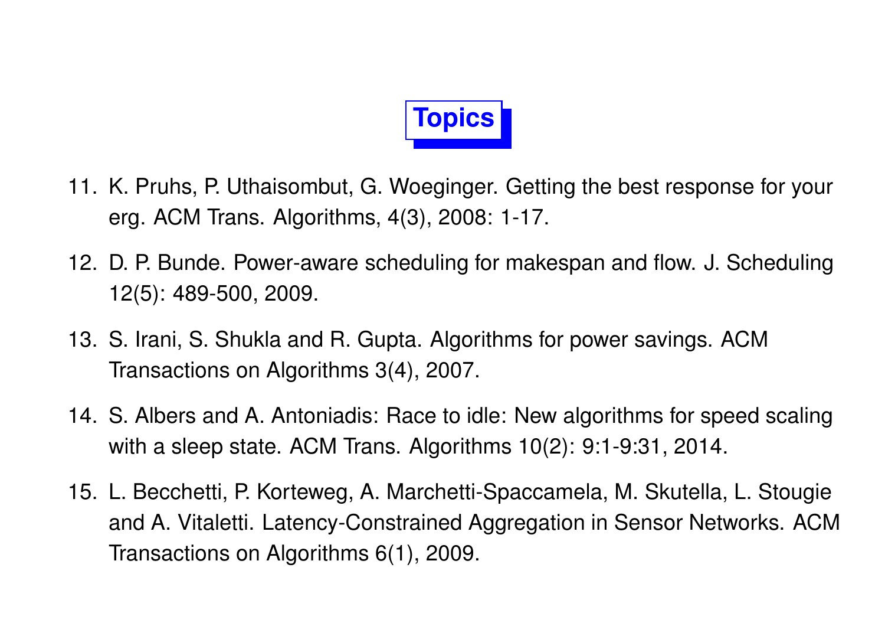# Topics

11. K. Pruhs, P. Uthaisombut, G. Woeginger. Getting the best response for your erg. ACM Trans. Algorithms, 4(3), 2008: 1-17.
12. D. P. Bunde. Power-aware scheduling for makespan and flow. J. Scheduling 12(5): 489-500, 2009.
13. S. Irani, S. Shukla and R. Gupta. Algorithms for power savings. ACM Transactions on Algorithms 3(4), 2007.
14. S. Albers and A. Antoniadis: Race to idle: New algorithms for speed scaling with a sleep state. ACM Trans. Algorithms 10(2): 9:1-9:31, 2014.
15. L. Becchetti, P. Korteweg, A. Marchetti-Spaccamela, M. Skutella, L. Stougie and A. Vitaletti. Latency-Constrained Aggregation in Sensor Networks. ACM Transactions on Algorithms 6(1), 2009.